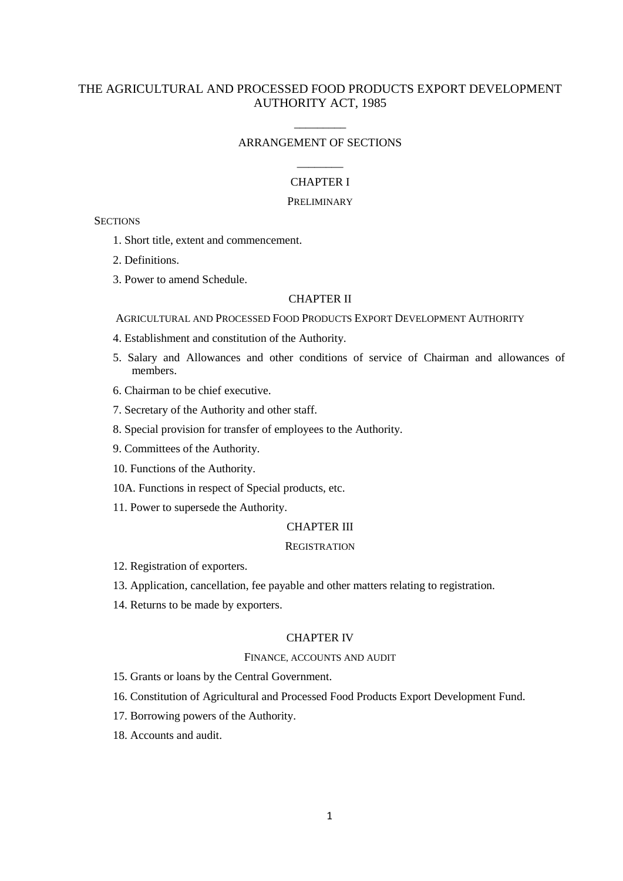# THE AGRICULTURAL AND PROCESSED FOOD PRODUCTS EXPORT DEVELOPMENT AUTHORITY ACT, 1985

________

## ARRANGEMENT OF SECTIONS

________

### CHAPTER I

PRELIMINARY

SECTIONS

1. Short title, extent and commencement.
2. Definitions.
3. Power to amend Schedule.

### CHAPTER II

AGRICULTURAL AND PROCESSED FOOD PRODUCTS EXPORT DEVELOPMENT AUTHORITY

4. Establishment and constitution of the Authority.
5. Salary and Allowances and other conditions of service of Chairman and allowances of members.
6. Chairman to be chief executive.
7. Secretary of the Authority and other staff.
8. Special provision for transfer of employees to the Authority.
9. Committees of the Authority.
10. Functions of the Authority.

10A. Functions in respect of Special products, etc.

11. Power to supersede the Authority.

### CHAPTER III

REGISTRATION

12. Registration of exporters.
13. Application, cancellation, fee payable and other matters relating to registration.
14. Returns to be made by exporters.

### CHAPTER IV

FINANCE, ACCOUNTS AND AUDIT

15. Grants or loans by the Central Government.
16. Constitution of Agricultural and Processed Food Products Export Development Fund.
17. Borrowing powers of the Authority.
18. Accounts and audit.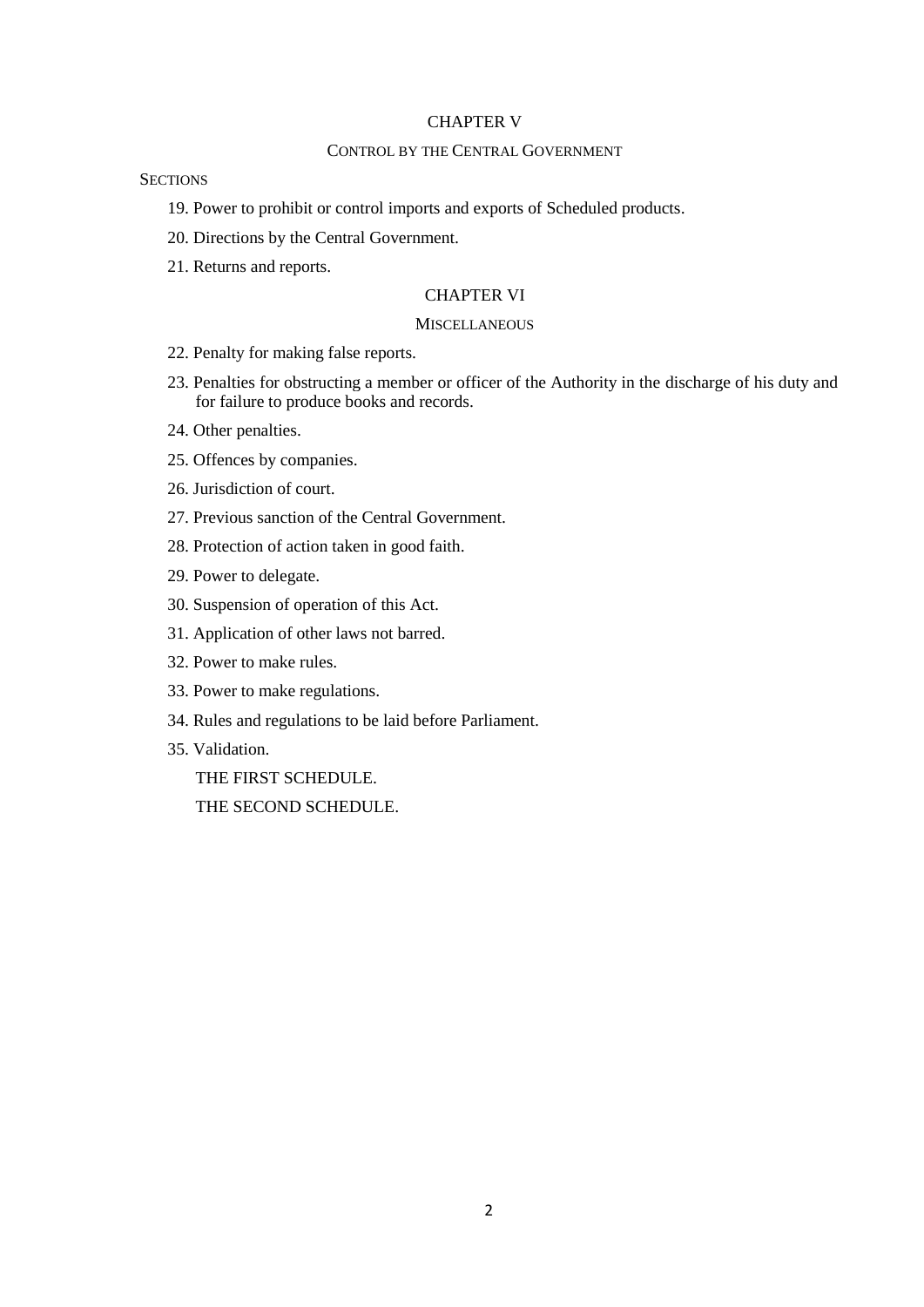## CHAPTER V

### CONTROL BY THE CENTRAL GOVERNMENT

SECTIONS

19. Power to prohibit or control imports and exports of Scheduled products.

20. Directions by the Central Government.

21. Returns and reports.

## CHAPTER VI

### MISCELLANEOUS

22. Penalty for making false reports.

23. Penalties for obstructing a member or officer of the Authority in the discharge of his duty and for failure to produce books and records.

24. Other penalties.

25. Offences by companies.

26. Jurisdiction of court.

27. Previous sanction of the Central Government.

28. Protection of action taken in good faith.

29. Power to delegate.

30. Suspension of operation of this Act.

31. Application of other laws not barred.

32. Power to make rules.

33. Power to make regulations.

34. Rules and regulations to be laid before Parliament.

35. Validation.

THE FIRST SCHEDULE.

THE SECOND SCHEDULE.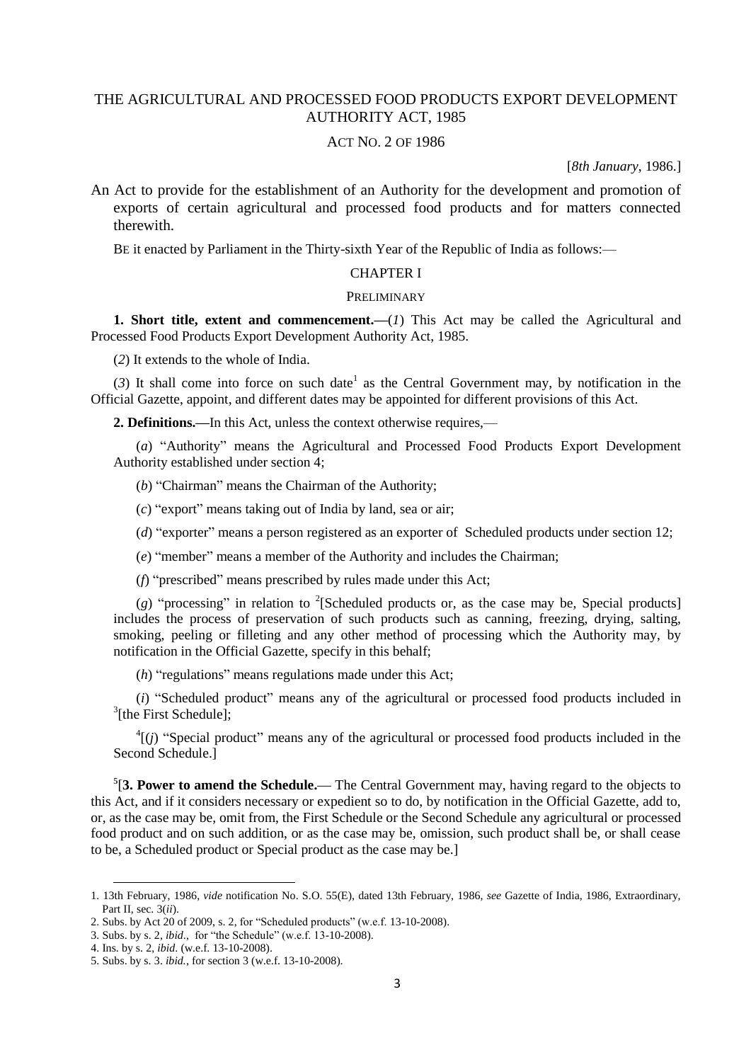# THE AGRICULTURAL AND PROCESSED FOOD PRODUCTS EXPORT DEVELOPMENT AUTHORITY ACT, 1985

ACT NO. 2 OF 1986

[*8th January*, 1986.]

An Act to provide for the establishment of an Authority for the development and promotion of exports of certain agricultural and processed food products and for matters connected therewith.

BE it enacted by Parliament in the Thirty-sixth Year of the Republic of India as follows:—

## CHAPTER I

### PRELIMINARY

**1. Short title, extent and commencement.—**(*1*) This Act may be called the Agricultural and Processed Food Products Export Development Authority Act, 1985.

(*2*) It extends to the whole of India.

(*3*) It shall come into force on such date[1] as the Central Government may, by notification in the Official Gazette, appoint, and different dates may be appointed for different provisions of this Act.

**2. Definitions.—**In this Act, unless the context otherwise requires,—

(*a*) "Authority" means the Agricultural and Processed Food Products Export Development Authority established under section 4;

(*b*) "Chairman" means the Chairman of the Authority;

(*c*) "export" means taking out of India by land, sea or air;

(*d*) "exporter" means a person registered as an exporter of Scheduled products under section 12;

(*e*) "member" means a member of the Authority and includes the Chairman;

(*f*) "prescribed" means prescribed by rules made under this Act;

(*g*) "processing" in relation to [2][Scheduled products or, as the case may be, Special products] includes the process of preservation of such products such as canning, freezing, drying, salting, smoking, peeling or filleting and any other method of processing which the Authority may, by notification in the Official Gazette, specify in this behalf;

(*h*) "regulations" means regulations made under this Act;

(*i*) "Scheduled product" means any of the agricultural or processed food products included in [3][the First Schedule];

[4][(*j*) "Special product" means any of the agricultural or processed food products included in the Second Schedule.]

[5][**3. Power to amend the Schedule.**— The Central Government may, having regard to the objects to this Act, and if it considers necessary or expedient so to do, by notification in the Official Gazette, add to, or, as the case may be, omit from, the First Schedule or the Second Schedule any agricultural or processed food product and on such addition, or as the case may be, omission, such product shall be, or shall cease to be, a Scheduled product or Special product as the case may be.]

---

1. 13th February, 1986, *vide* notification No. S.O. 55(E), dated 13th February, 1986, *see* Gazette of India, 1986, Extraordinary, Part II, sec. 3(*ii*).
2. Subs. by Act 20 of 2009, s. 2, for "Scheduled products" (w.e.f. 13-10-2008).
3. Subs. by s. 2, *ibid*., for "the Schedule" (w.e.f. 13-10-2008).
4. Ins. by s. 2, *ibid*. (w.e.f. 13-10-2008).
5. Subs. by s. 3. *ibid.*, for section 3 (w.e.f. 13-10-2008).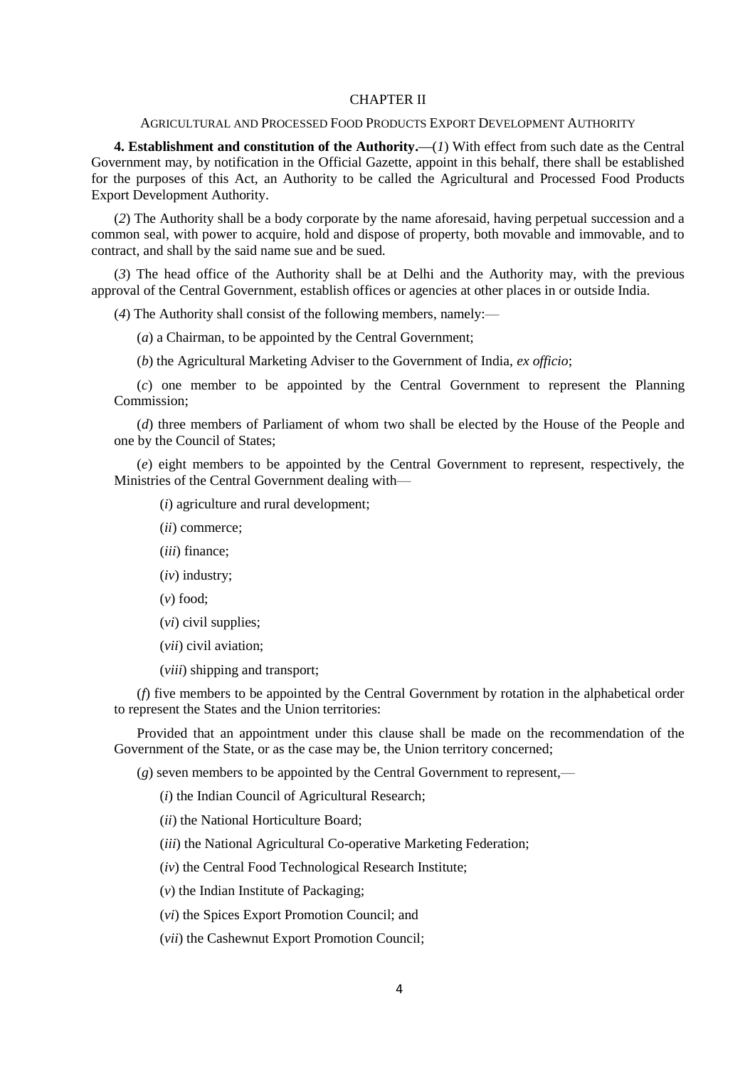## CHAPTER II

### AGRICULTURAL AND PROCESSED FOOD PRODUCTS EXPORT DEVELOPMENT AUTHORITY

**4. Establishment and constitution of the Authority.**—(*1*) With effect from such date as the Central Government may, by notification in the Official Gazette, appoint in this behalf, there shall be established for the purposes of this Act, an Authority to be called the Agricultural and Processed Food Products Export Development Authority.

(*2*) The Authority shall be a body corporate by the name aforesaid, having perpetual succession and a common seal, with power to acquire, hold and dispose of property, both movable and immovable, and to contract, and shall by the said name sue and be sued.

(*3*) The head office of the Authority shall be at Delhi and the Authority may, with the previous approval of the Central Government, establish offices or agencies at other places in or outside India.

(*4*) The Authority shall consist of the following members, namely:—

(*a*) a Chairman, to be appointed by the Central Government;

(*b*) the Agricultural Marketing Adviser to the Government of India, *ex officio*;

(*c*) one member to be appointed by the Central Government to represent the Planning Commission;

(*d*) three members of Parliament of whom two shall be elected by the House of the People and one by the Council of States;

(*e*) eight members to be appointed by the Central Government to represent, respectively, the Ministries of the Central Government dealing with—

(*i*) agriculture and rural development;

(*ii*) commerce;

(*iii*) finance;

(*iv*) industry;

(*v*) food;

(*vi*) civil supplies;

(*vii*) civil aviation;

(*viii*) shipping and transport;

(*f*) five members to be appointed by the Central Government by rotation in the alphabetical order to represent the States and the Union territories:

Provided that an appointment under this clause shall be made on the recommendation of the Government of the State, or as the case may be, the Union territory concerned;

(*g*) seven members to be appointed by the Central Government to represent,—

(*i*) the Indian Council of Agricultural Research;

(*ii*) the National Horticulture Board;

(*iii*) the National Agricultural Co-operative Marketing Federation;

(*iv*) the Central Food Technological Research Institute;

(*v*) the Indian Institute of Packaging;

(*vi*) the Spices Export Promotion Council; and

(*vii*) the Cashewnut Export Promotion Council;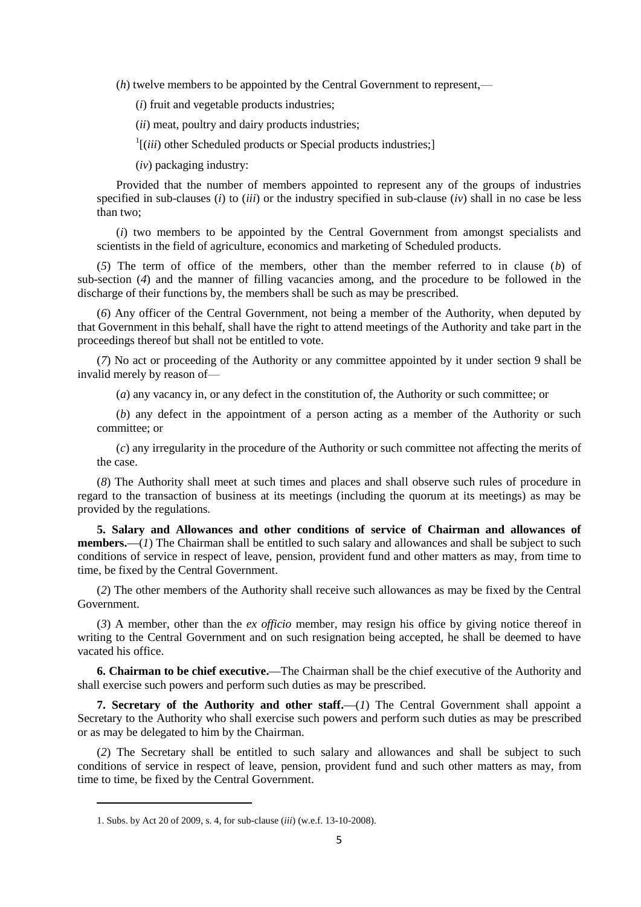(*h*) twelve members to be appointed by the Central Government to represent,—

(*i*) fruit and vegetable products industries;

(*ii*) meat, poultry and dairy products industries;

[1][(*iii*) other Scheduled products or Special products industries;]

(*iv*) packaging industry:

Provided that the number of members appointed to represent any of the groups of industries specified in sub-clauses (*i*) to (*iii*) or the industry specified in sub-clause (*iv*) shall in no case be less than two;

(*i*) two members to be appointed by the Central Government from amongst specialists and scientists in the field of agriculture, economics and marketing of Scheduled products.

(*5*) The term of office of the members, other than the member referred to in clause (*b*) of sub-section (*4*) and the manner of filling vacancies among, and the procedure to be followed in the discharge of their functions by, the members shall be such as may be prescribed.

(*6*) Any officer of the Central Government, not being a member of the Authority, when deputed by that Government in this behalf, shall have the right to attend meetings of the Authority and take part in the proceedings thereof but shall not be entitled to vote.

(*7*) No act or proceeding of the Authority or any committee appointed by it under section 9 shall be invalid merely by reason of—

(*a*) any vacancy in, or any defect in the constitution of, the Authority or such committee; or

(*b*) any defect in the appointment of a person acting as a member of the Authority or such committee; or

(*c*) any irregularity in the procedure of the Authority or such committee not affecting the merits of the case.

(*8*) The Authority shall meet at such times and places and shall observe such rules of procedure in regard to the transaction of business at its meetings (including the quorum at its meetings) as may be provided by the regulations.

**5. Salary and Allowances and other conditions of service of Chairman and allowances of members.**—(*1*) The Chairman shall be entitled to such salary and allowances and shall be subject to such conditions of service in respect of leave, pension, provident fund and other matters as may, from time to time, be fixed by the Central Government.

(*2*) The other members of the Authority shall receive such allowances as may be fixed by the Central Government.

(*3*) A member, other than the *ex officio* member, may resign his office by giving notice thereof in writing to the Central Government and on such resignation being accepted, he shall be deemed to have vacated his office.

**6. Chairman to be chief executive.**—The Chairman shall be the chief executive of the Authority and shall exercise such powers and perform such duties as may be prescribed.

**7. Secretary of the Authority and other staff.**—(*1*) The Central Government shall appoint a Secretary to the Authority who shall exercise such powers and perform such duties as may be prescribed or as may be delegated to him by the Chairman.

(*2*) The Secretary shall be entitled to such salary and allowances and shall be subject to such conditions of service in respect of leave, pension, provident fund and such other matters as may, from time to time, be fixed by the Central Government.

---

1. Subs. by Act 20 of 2009, s. 4, for sub-clause (*iii*) (w.e.f. 13-10-2008).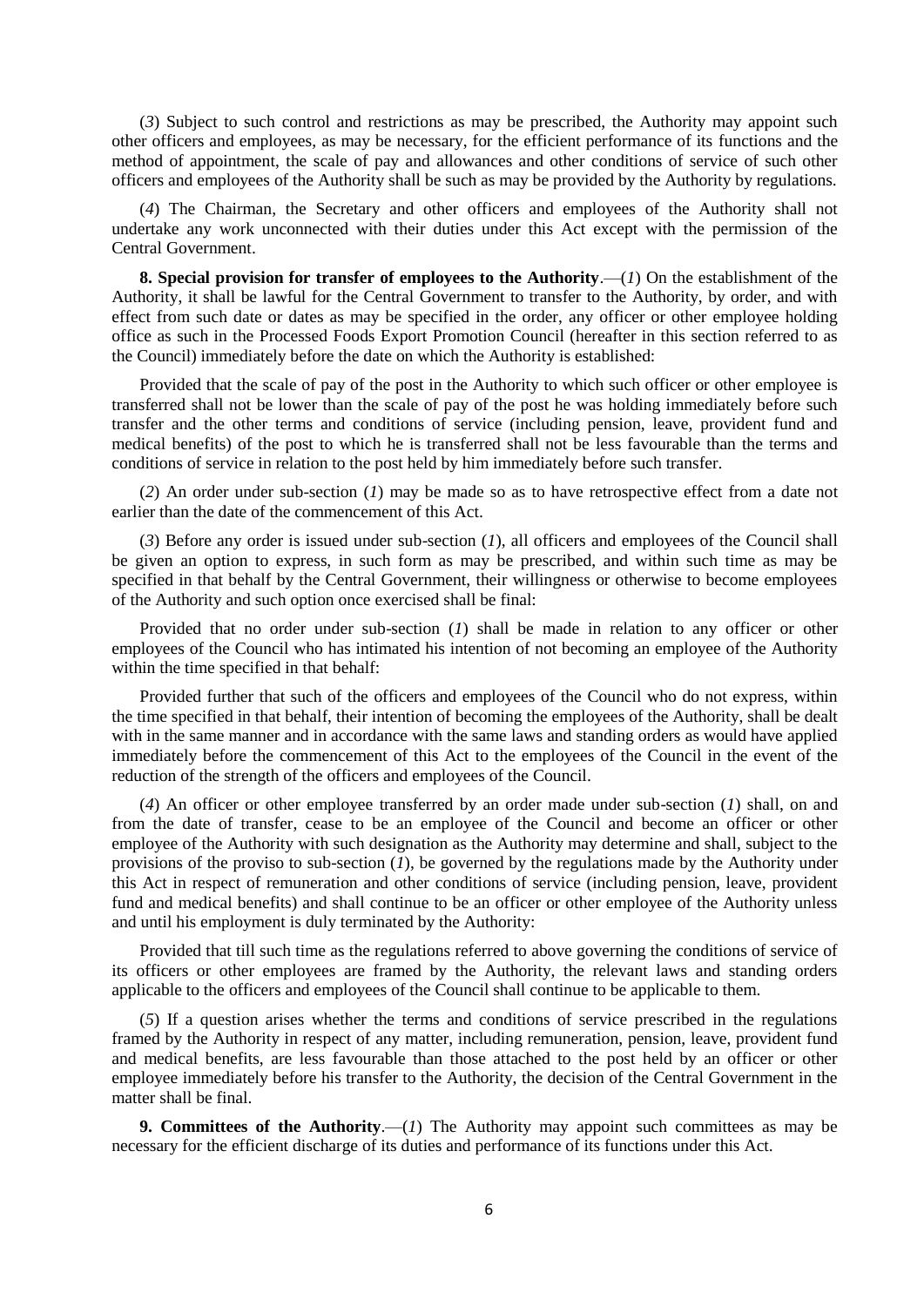(*3*) Subject to such control and restrictions as may be prescribed, the Authority may appoint such other officers and employees, as may be necessary, for the efficient performance of its functions and the method of appointment, the scale of pay and allowances and other conditions of service of such other officers and employees of the Authority shall be such as may be provided by the Authority by regulations.

(*4*) The Chairman, the Secretary and other officers and employees of the Authority shall not undertake any work unconnected with their duties under this Act except with the permission of the Central Government.

**8. Special provision for transfer of employees to the Authority**.—(*1*) On the establishment of the Authority, it shall be lawful for the Central Government to transfer to the Authority, by order, and with effect from such date or dates as may be specified in the order, any officer or other employee holding office as such in the Processed Foods Export Promotion Council (hereafter in this section referred to as the Council) immediately before the date on which the Authority is established:

Provided that the scale of pay of the post in the Authority to which such officer or other employee is transferred shall not be lower than the scale of pay of the post he was holding immediately before such transfer and the other terms and conditions of service (including pension, leave, provident fund and medical benefits) of the post to which he is transferred shall not be less favourable than the terms and conditions of service in relation to the post held by him immediately before such transfer.

(*2*) An order under sub-section (*1*) may be made so as to have retrospective effect from a date not earlier than the date of the commencement of this Act.

(*3*) Before any order is issued under sub-section (*1*), all officers and employees of the Council shall be given an option to express, in such form as may be prescribed, and within such time as may be specified in that behalf by the Central Government, their willingness or otherwise to become employees of the Authority and such option once exercised shall be final:

Provided that no order under sub-section (*1*) shall be made in relation to any officer or other employees of the Council who has intimated his intention of not becoming an employee of the Authority within the time specified in that behalf:

Provided further that such of the officers and employees of the Council who do not express, within the time specified in that behalf, their intention of becoming the employees of the Authority, shall be dealt with in the same manner and in accordance with the same laws and standing orders as would have applied immediately before the commencement of this Act to the employees of the Council in the event of the reduction of the strength of the officers and employees of the Council.

(*4*) An officer or other employee transferred by an order made under sub-section (*1*) shall, on and from the date of transfer, cease to be an employee of the Council and become an officer or other employee of the Authority with such designation as the Authority may determine and shall, subject to the provisions of the proviso to sub-section (*1*), be governed by the regulations made by the Authority under this Act in respect of remuneration and other conditions of service (including pension, leave, provident fund and medical benefits) and shall continue to be an officer or other employee of the Authority unless and until his employment is duly terminated by the Authority:

Provided that till such time as the regulations referred to above governing the conditions of service of its officers or other employees are framed by the Authority, the relevant laws and standing orders applicable to the officers and employees of the Council shall continue to be applicable to them.

(*5*) If a question arises whether the terms and conditions of service prescribed in the regulations framed by the Authority in respect of any matter, including remuneration, pension, leave, provident fund and medical benefits, are less favourable than those attached to the post held by an officer or other employee immediately before his transfer to the Authority, the decision of the Central Government in the matter shall be final.

**9. Committees of the Authority**.—(*1*) The Authority may appoint such committees as may be necessary for the efficient discharge of its duties and performance of its functions under this Act.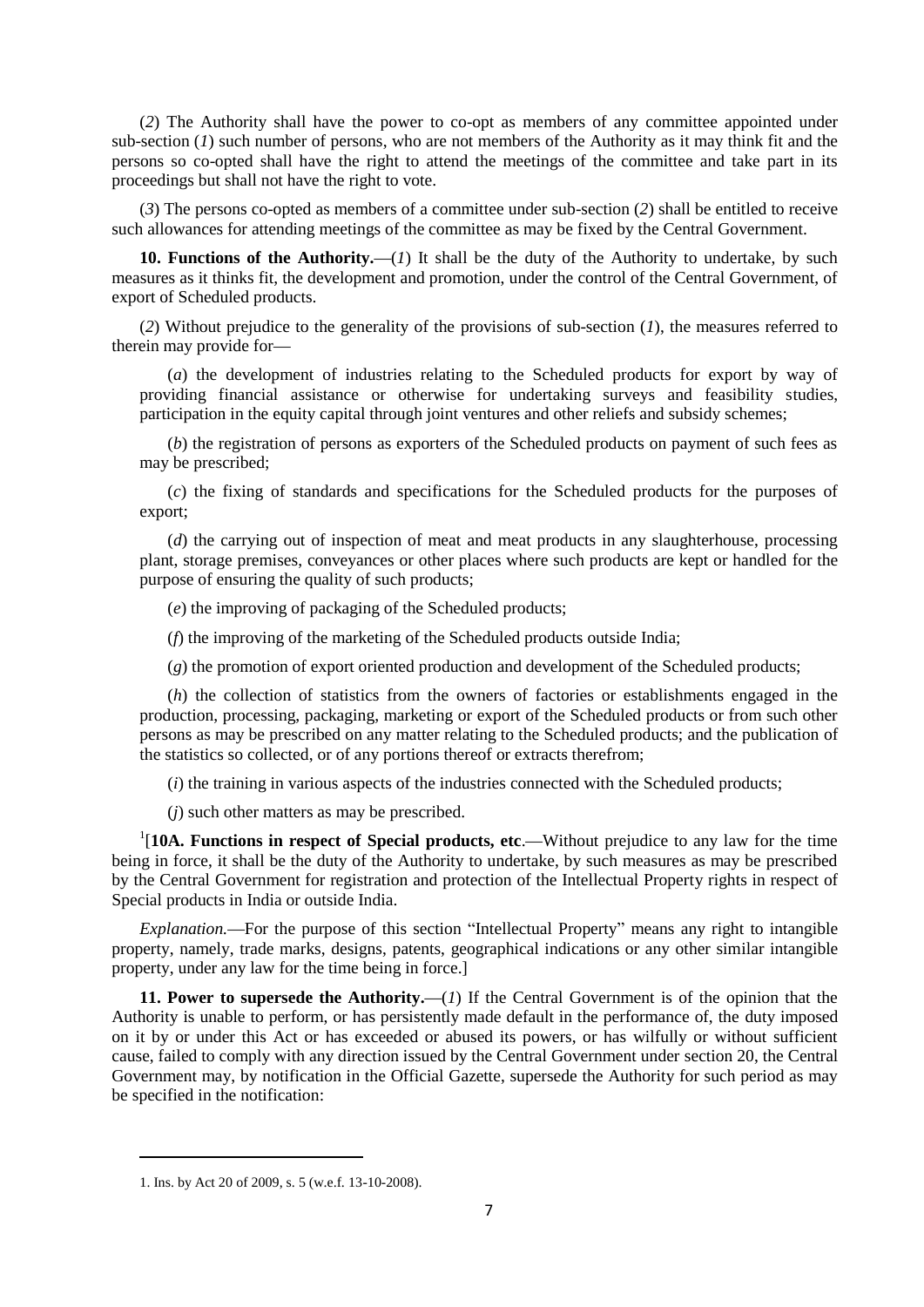(*2*) The Authority shall have the power to co-opt as members of any committee appointed under sub-section (*1*) such number of persons, who are not members of the Authority as it may think fit and the persons so co-opted shall have the right to attend the meetings of the committee and take part in its proceedings but shall not have the right to vote.

(*3*) The persons co-opted as members of a committee under sub-section (*2*) shall be entitled to receive such allowances for attending meetings of the committee as may be fixed by the Central Government.

**10. Functions of the Authority.**—(*1*) It shall be the duty of the Authority to undertake, by such measures as it thinks fit, the development and promotion, under the control of the Central Government, of export of Scheduled products.

(*2*) Without prejudice to the generality of the provisions of sub-section (*1*), the measures referred to therein may provide for—

(*a*) the development of industries relating to the Scheduled products for export by way of providing financial assistance or otherwise for undertaking surveys and feasibility studies, participation in the equity capital through joint ventures and other reliefs and subsidy schemes;

(*b*) the registration of persons as exporters of the Scheduled products on payment of such fees as may be prescribed;

(*c*) the fixing of standards and specifications for the Scheduled products for the purposes of export;

(*d*) the carrying out of inspection of meat and meat products in any slaughterhouse, processing plant, storage premises, conveyances or other places where such products are kept or handled for the purpose of ensuring the quality of such products;

(*e*) the improving of packaging of the Scheduled products;

(*f*) the improving of the marketing of the Scheduled products outside India;

(*g*) the promotion of export oriented production and development of the Scheduled products;

(*h*) the collection of statistics from the owners of factories or establishments engaged in the production, processing, packaging, marketing or export of the Scheduled products or from such other persons as may be prescribed on any matter relating to the Scheduled products; and the publication of the statistics so collected, or of any portions thereof or extracts therefrom;

(*i*) the training in various aspects of the industries connected with the Scheduled products;

(*j*) such other matters as may be prescribed.

[1][**10A. Functions in respect of Special products, etc**.—Without prejudice to any law for the time being in force, it shall be the duty of the Authority to undertake, by such measures as may be prescribed by the Central Government for registration and protection of the Intellectual Property rights in respect of Special products in India or outside India.

*Explanation.*—For the purpose of this section "Intellectual Property" means any right to intangible property, namely, trade marks, designs, patents, geographical indications or any other similar intangible property, under any law for the time being in force.]

**11. Power to supersede the Authority.**—(*1*) If the Central Government is of the opinion that the Authority is unable to perform, or has persistently made default in the performance of, the duty imposed on it by or under this Act or has exceeded or abused its powers, or has wilfully or without sufficient cause, failed to comply with any direction issued by the Central Government under section 20, the Central Government may, by notification in the Official Gazette, supersede the Authority for such period as may be specified in the notification:

---

1. Ins. by Act 20 of 2009, s. 5 (w.e.f. 13-10-2008).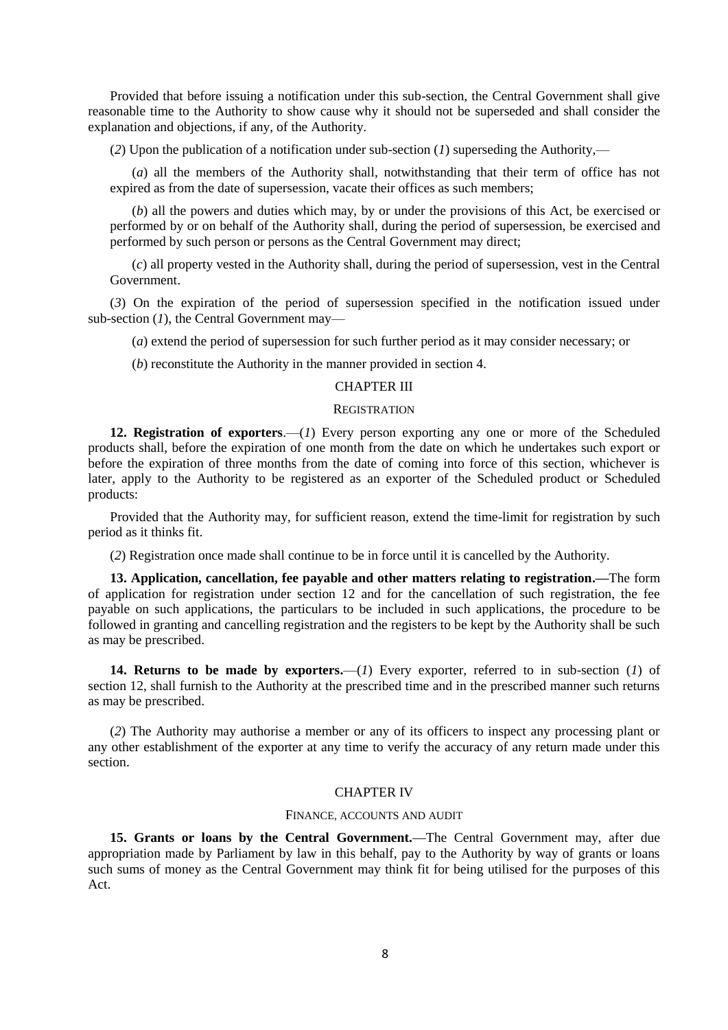Provided that before issuing a notification under this sub-section, the Central Government shall give reasonable time to the Authority to show cause why it should not be superseded and shall consider the explanation and objections, if any, of the Authority.

(*2*) Upon the publication of a notification under sub-section (*1*) superseding the Authority,—

(*a*) all the members of the Authority shall, notwithstanding that their term of office has not expired as from the date of supersession, vacate their offices as such members;

(*b*) all the powers and duties which may, by or under the provisions of this Act, be exercised or performed by or on behalf of the Authority shall, during the period of supersession, be exercised and performed by such person or persons as the Central Government may direct;

(*c*) all property vested in the Authority shall, during the period of supersession, vest in the Central Government.

(*3*) On the expiration of the period of supersession specified in the notification issued under sub-section (*1*), the Central Government may—

(*a*) extend the period of supersession for such further period as it may consider necessary; or

(*b*) reconstitute the Authority in the manner provided in section 4.

## CHAPTER III

### REGISTRATION

**12. Registration of exporters**.—(*1*) Every person exporting any one or more of the Scheduled products shall, before the expiration of one month from the date on which he undertakes such export or before the expiration of three months from the date of coming into force of this section, whichever is later, apply to the Authority to be registered as an exporter of the Scheduled product or Scheduled products:

Provided that the Authority may, for sufficient reason, extend the time-limit for registration by such period as it thinks fit.

(*2*) Registration once made shall continue to be in force until it is cancelled by the Authority.

**13. Application, cancellation, fee payable and other matters relating to registration.—**The form of application for registration under section 12 and for the cancellation of such registration, the fee payable on such applications, the particulars to be included in such applications, the procedure to be followed in granting and cancelling registration and the registers to be kept by the Authority shall be such as may be prescribed.

**14. Returns to be made by exporters.**—(*1*) Every exporter, referred to in sub-section (*1*) of section 12, shall furnish to the Authority at the prescribed time and in the prescribed manner such returns as may be prescribed.

(*2*) The Authority may authorise a member or any of its officers to inspect any processing plant or any other establishment of the exporter at any time to verify the accuracy of any return made under this section.

## CHAPTER IV

### FINANCE, ACCOUNTS AND AUDIT

**15. Grants or loans by the Central Government.**—The Central Government may, after due appropriation made by Parliament by law in this behalf, pay to the Authority by way of grants or loans such sums of money as the Central Government may think fit for being utilised for the purposes of this Act.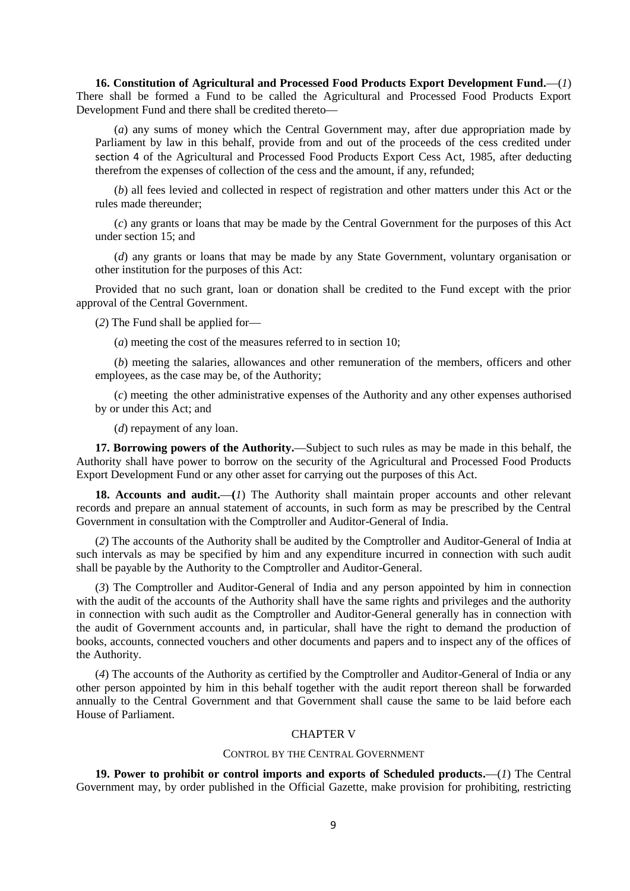**16. Constitution of Agricultural and Processed Food Products Export Development Fund.**—(*1*) There shall be formed a Fund to be called the Agricultural and Processed Food Products Export Development Fund and there shall be credited thereto—

(*a*) any sums of money which the Central Government may, after due appropriation made by Parliament by law in this behalf, provide from and out of the proceeds of the cess credited under section 4 of the Agricultural and Processed Food Products Export Cess Act, 1985, after deducting therefrom the expenses of collection of the cess and the amount, if any, refunded;

(*b*) all fees levied and collected in respect of registration and other matters under this Act or the rules made thereunder;

(*c*) any grants or loans that may be made by the Central Government for the purposes of this Act under section 15; and

(*d*) any grants or loans that may be made by any State Government, voluntary organisation or other institution for the purposes of this Act:

Provided that no such grant, loan or donation shall be credited to the Fund except with the prior approval of the Central Government.

(*2*) The Fund shall be applied for—

(*a*) meeting the cost of the measures referred to in section 10;

(*b*) meeting the salaries, allowances and other remuneration of the members, officers and other employees, as the case may be, of the Authority;

(*c*) meeting the other administrative expenses of the Authority and any other expenses authorised by or under this Act; and

(*d*) repayment of any loan.

**17. Borrowing powers of the Authority.**—Subject to such rules as may be made in this behalf, the Authority shall have power to borrow on the security of the Agricultural and Processed Food Products Export Development Fund or any other asset for carrying out the purposes of this Act.

**18. Accounts and audit.**—**(***1***)** The Authority shall maintain proper accounts and other relevant records and prepare an annual statement of accounts, in such form as may be prescribed by the Central Government in consultation with the Comptroller and Auditor-General of India.

(*2*) The accounts of the Authority shall be audited by the Comptroller and Auditor-General of India at such intervals as may be specified by him and any expenditure incurred in connection with such audit shall be payable by the Authority to the Comptroller and Auditor-General.

(*3*) The Comptroller and Auditor-General of India and any person appointed by him in connection with the audit of the accounts of the Authority shall have the same rights and privileges and the authority in connection with such audit as the Comptroller and Auditor-General generally has in connection with the audit of Government accounts and, in particular, shall have the right to demand the production of books, accounts, connected vouchers and other documents and papers and to inspect any of the offices of the Authority.

(*4*) The accounts of the Authority as certified by the Comptroller and Auditor-General of India or any other person appointed by him in this behalf together with the audit report thereon shall be forwarded annually to the Central Government and that Government shall cause the same to be laid before each House of Parliament.

## CHAPTER V

### CONTROL BY THE CENTRAL GOVERNMENT

**19. Power to prohibit or control imports and exports of Scheduled products.**—(*1*) The Central Government may, by order published in the Official Gazette, make provision for prohibiting, restricting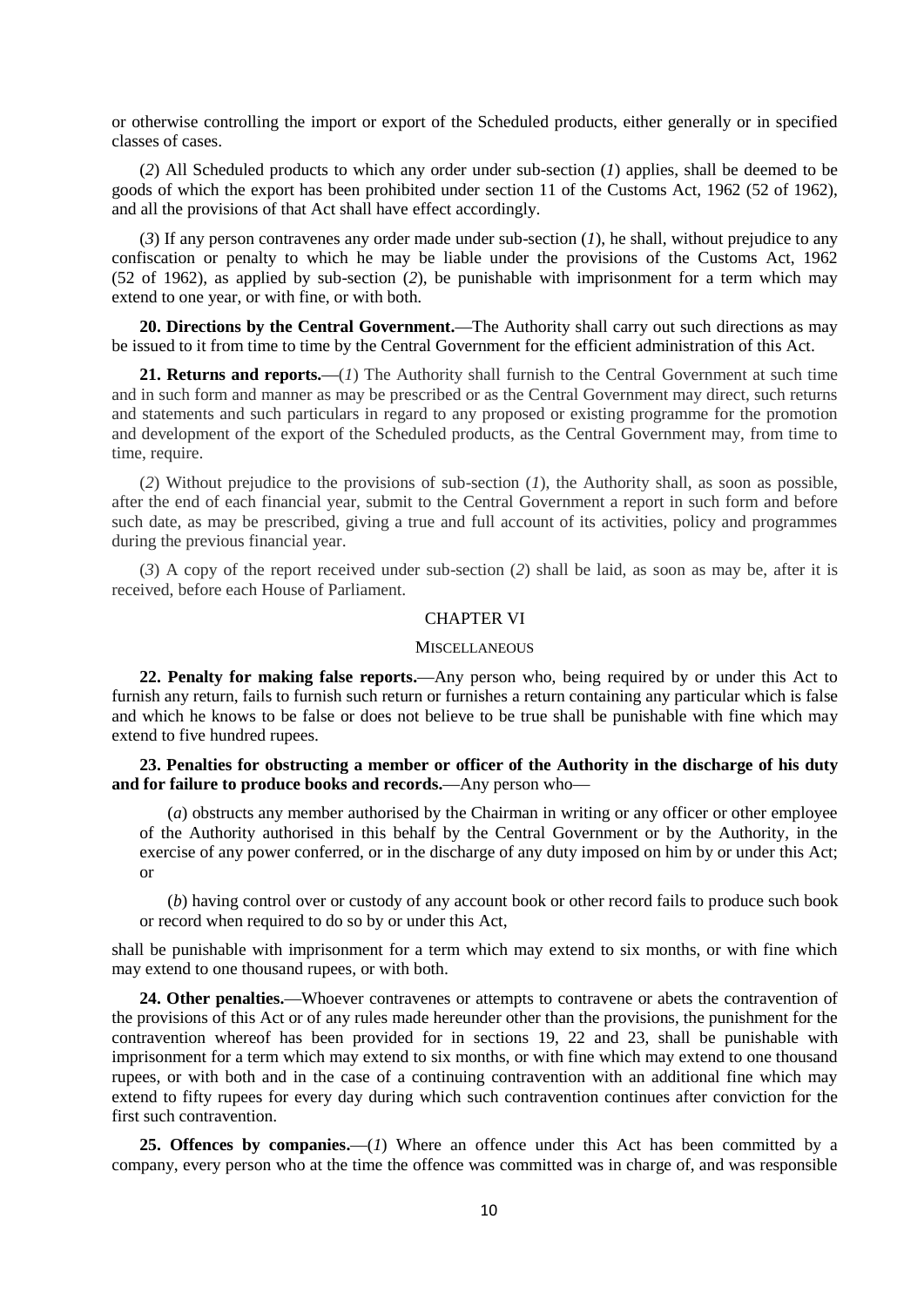or otherwise controlling the import or export of the Scheduled products, either generally or in specified classes of cases.

(*2*) All Scheduled products to which any order under sub-section (*1*) applies, shall be deemed to be goods of which the export has been prohibited under section 11 of the Customs Act, 1962 (52 of 1962), and all the provisions of that Act shall have effect accordingly.

(*3*) If any person contravenes any order made under sub-section (*1*), he shall, without prejudice to any confiscation or penalty to which he may be liable under the provisions of the Customs Act, 1962 (52 of 1962), as applied by sub-section (*2*), be punishable with imprisonment for a term which may extend to one year, or with fine, or with both.

**20. Directions by the Central Government.**—The Authority shall carry out such directions as may be issued to it from time to time by the Central Government for the efficient administration of this Act.

**21. Returns and reports.**—(*1*) The Authority shall furnish to the Central Government at such time and in such form and manner as may be prescribed or as the Central Government may direct, such returns and statements and such particulars in regard to any proposed or existing programme for the promotion and development of the export of the Scheduled products, as the Central Government may, from time to time, require.

(*2*) Without prejudice to the provisions of sub-section (*1*), the Authority shall, as soon as possible, after the end of each financial year, submit to the Central Government a report in such form and before such date, as may be prescribed, giving a true and full account of its activities, policy and programmes during the previous financial year.

(*3*) A copy of the report received under sub-section (*2*) shall be laid, as soon as may be, after it is received, before each House of Parliament.

## CHAPTER VI

### MISCELLANEOUS

**22. Penalty for making false reports.**—Any person who, being required by or under this Act to furnish any return, fails to furnish such return or furnishes a return containing any particular which is false and which he knows to be false or does not believe to be true shall be punishable with fine which may extend to five hundred rupees.

**23. Penalties for obstructing a member or officer of the Authority in the discharge of his duty and for failure to produce books and records.**—Any person who—

(*a*) obstructs any member authorised by the Chairman in writing or any officer or other employee of the Authority authorised in this behalf by the Central Government or by the Authority, in the exercise of any power conferred, or in the discharge of any duty imposed on him by or under this Act; or

(*b*) having control over or custody of any account book or other record fails to produce such book or record when required to do so by or under this Act,

shall be punishable with imprisonment for a term which may extend to six months, or with fine which may extend to one thousand rupees, or with both.

**24. Other penalties.**—Whoever contravenes or attempts to contravene or abets the contravention of the provisions of this Act or of any rules made hereunder other than the provisions, the punishment for the contravention whereof has been provided for in sections 19, 22 and 23, shall be punishable with imprisonment for a term which may extend to six months, or with fine which may extend to one thousand rupees, or with both and in the case of a continuing contravention with an additional fine which may extend to fifty rupees for every day during which such contravention continues after conviction for the first such contravention.

**25. Offences by companies.**—(*1*) Where an offence under this Act has been committed by a company, every person who at the time the offence was committed was in charge of, and was responsible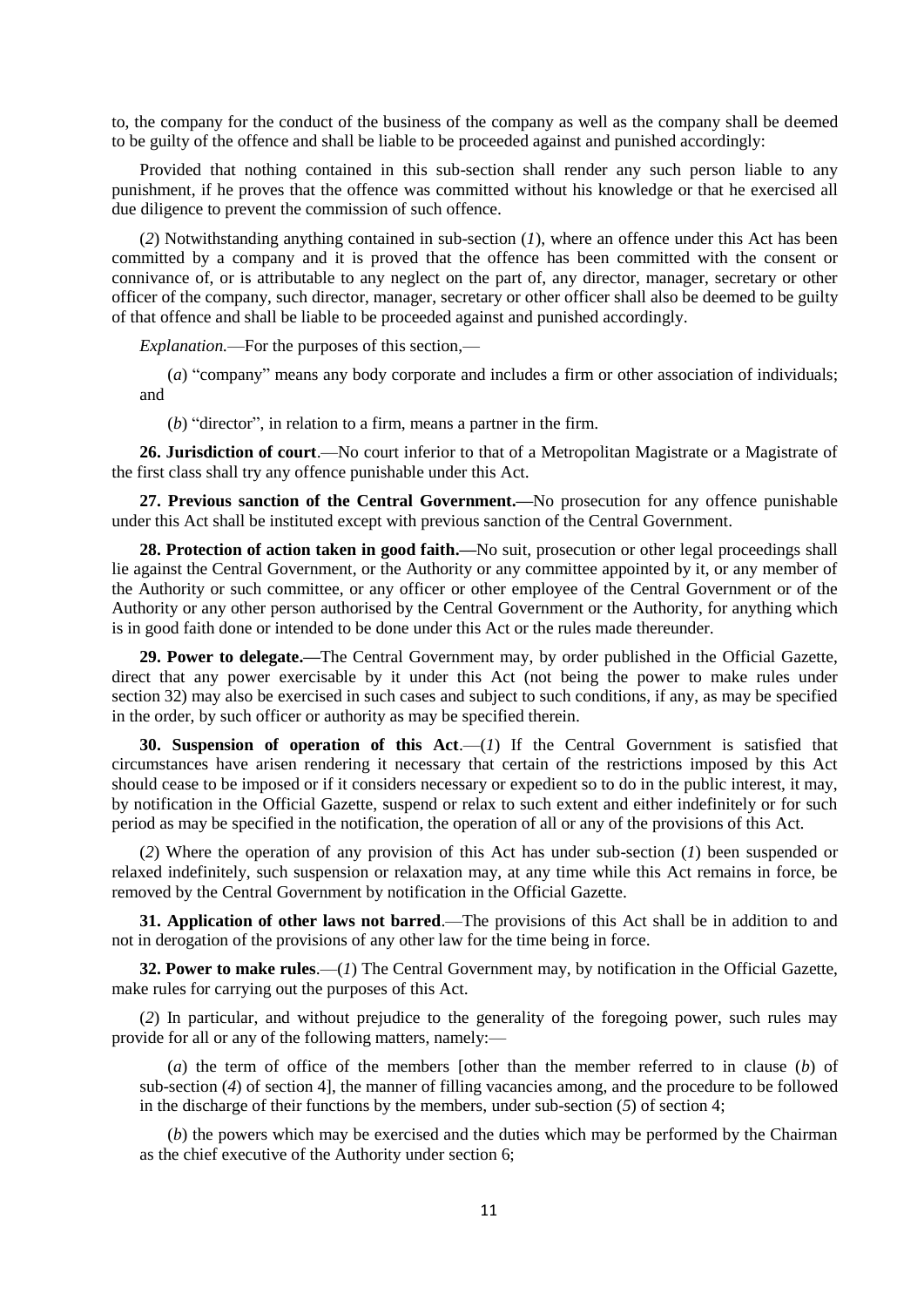to, the company for the conduct of the business of the company as well as the company shall be deemed to be guilty of the offence and shall be liable to be proceeded against and punished accordingly:

Provided that nothing contained in this sub-section shall render any such person liable to any punishment, if he proves that the offence was committed without his knowledge or that he exercised all due diligence to prevent the commission of such offence.

(*2*) Notwithstanding anything contained in sub-section (*1*), where an offence under this Act has been committed by a company and it is proved that the offence has been committed with the consent or connivance of, or is attributable to any neglect on the part of, any director, manager, secretary or other officer of the company, such director, manager, secretary or other officer shall also be deemed to be guilty of that offence and shall be liable to be proceeded against and punished accordingly.

*Explanation.*—For the purposes of this section,—

(*a*) "company" means any body corporate and includes a firm or other association of individuals; and

(*b*) "director", in relation to a firm, means a partner in the firm.

**26. Jurisdiction of court**.—No court inferior to that of a Metropolitan Magistrate or a Magistrate of the first class shall try any offence punishable under this Act.

**27. Previous sanction of the Central Government.—**No prosecution for any offence punishable under this Act shall be instituted except with previous sanction of the Central Government.

**28. Protection of action taken in good faith.—**No suit, prosecution or other legal proceedings shall lie against the Central Government, or the Authority or any committee appointed by it, or any member of the Authority or such committee, or any officer or other employee of the Central Government or of the Authority or any other person authorised by the Central Government or the Authority, for anything which is in good faith done or intended to be done under this Act or the rules made thereunder.

**29. Power to delegate.—**The Central Government may, by order published in the Official Gazette, direct that any power exercisable by it under this Act (not being the power to make rules under section 32) may also be exercised in such cases and subject to such conditions, if any, as may be specified in the order, by such officer or authority as may be specified therein.

**30. Suspension of operation of this Act**.—(*1*) If the Central Government is satisfied that circumstances have arisen rendering it necessary that certain of the restrictions imposed by this Act should cease to be imposed or if it considers necessary or expedient so to do in the public interest, it may, by notification in the Official Gazette, suspend or relax to such extent and either indefinitely or for such period as may be specified in the notification, the operation of all or any of the provisions of this Act.

(*2*) Where the operation of any provision of this Act has under sub-section (*1*) been suspended or relaxed indefinitely, such suspension or relaxation may, at any time while this Act remains in force, be removed by the Central Government by notification in the Official Gazette.

**31. Application of other laws not barred**.—The provisions of this Act shall be in addition to and not in derogation of the provisions of any other law for the time being in force.

**32. Power to make rules**.—(*1*) The Central Government may, by notification in the Official Gazette, make rules for carrying out the purposes of this Act.

(*2*) In particular, and without prejudice to the generality of the foregoing power, such rules may provide for all or any of the following matters, namely:—

(*a*) the term of office of the members [other than the member referred to in clause (*b*) of sub-section (*4*) of section 4], the manner of filling vacancies among, and the procedure to be followed in the discharge of their functions by the members, under sub-section (*5*) of section 4;

(*b*) the powers which may be exercised and the duties which may be performed by the Chairman as the chief executive of the Authority under section 6;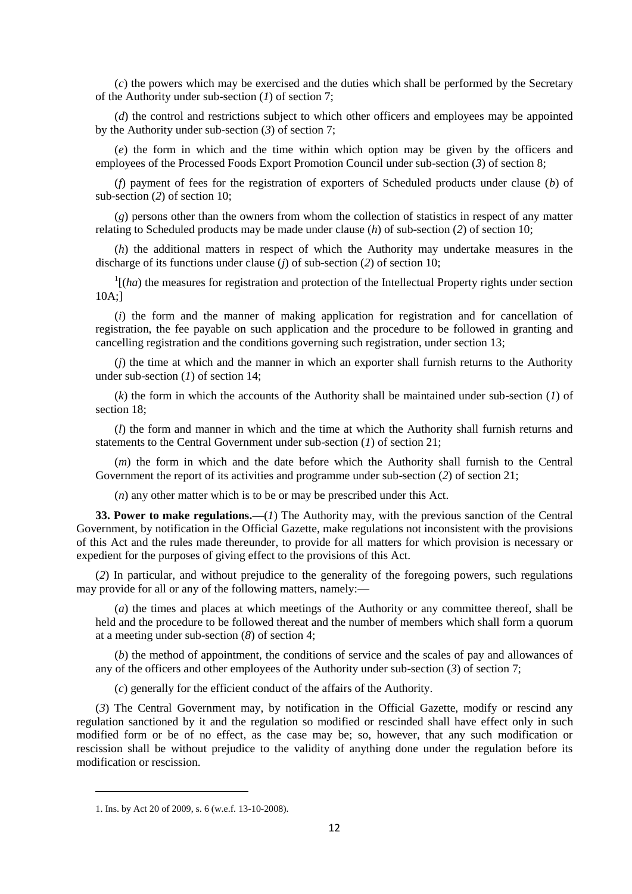(*c*) the powers which may be exercised and the duties which shall be performed by the Secretary of the Authority under sub-section (*1*) of section 7;

(*d*) the control and restrictions subject to which other officers and employees may be appointed by the Authority under sub-section (*3*) of section 7;

(*e*) the form in which and the time within which option may be given by the officers and employees of the Processed Foods Export Promotion Council under sub-section (*3*) of section 8;

(*f*) payment of fees for the registration of exporters of Scheduled products under clause (*b*) of sub-section (*2*) of section 10;

(*g*) persons other than the owners from whom the collection of statistics in respect of any matter relating to Scheduled products may be made under clause (*h*) of sub-section (*2*) of section 10;

(*h*) the additional matters in respect of which the Authority may undertake measures in the discharge of its functions under clause (*j*) of sub-section (*2*) of section 10;

[1][(*ha*) the measures for registration and protection of the Intellectual Property rights under section 10A;]

(*i*) the form and the manner of making application for registration and for cancellation of registration, the fee payable on such application and the procedure to be followed in granting and cancelling registration and the conditions governing such registration, under section 13;

(*j*) the time at which and the manner in which an exporter shall furnish returns to the Authority under sub-section (*1*) of section 14;

(*k*) the form in which the accounts of the Authority shall be maintained under sub-section (*1*) of section 18;

(*l*) the form and manner in which and the time at which the Authority shall furnish returns and statements to the Central Government under sub-section (*1*) of section 21;

(*m*) the form in which and the date before which the Authority shall furnish to the Central Government the report of its activities and programme under sub-section (*2*) of section 21;

(*n*) any other matter which is to be or may be prescribed under this Act.

**33. Power to make regulations.**—(*1*) The Authority may, with the previous sanction of the Central Government, by notification in the Official Gazette, make regulations not inconsistent with the provisions of this Act and the rules made thereunder, to provide for all matters for which provision is necessary or expedient for the purposes of giving effect to the provisions of this Act.

(*2*) In particular, and without prejudice to the generality of the foregoing powers, such regulations may provide for all or any of the following matters, namely:—

(*a*) the times and places at which meetings of the Authority or any committee thereof, shall be held and the procedure to be followed thereat and the number of members which shall form a quorum at a meeting under sub-section (*8*) of section 4;

(*b*) the method of appointment, the conditions of service and the scales of pay and allowances of any of the officers and other employees of the Authority under sub-section (*3*) of section 7;

(*c*) generally for the efficient conduct of the affairs of the Authority.

(*3*) The Central Government may, by notification in the Official Gazette, modify or rescind any regulation sanctioned by it and the regulation so modified or rescinded shall have effect only in such modified form or be of no effect, as the case may be; so, however, that any such modification or rescission shall be without prejudice to the validity of anything done under the regulation before its modification or rescission.

---

1. Ins. by Act 20 of 2009, s. 6 (w.e.f. 13-10-2008).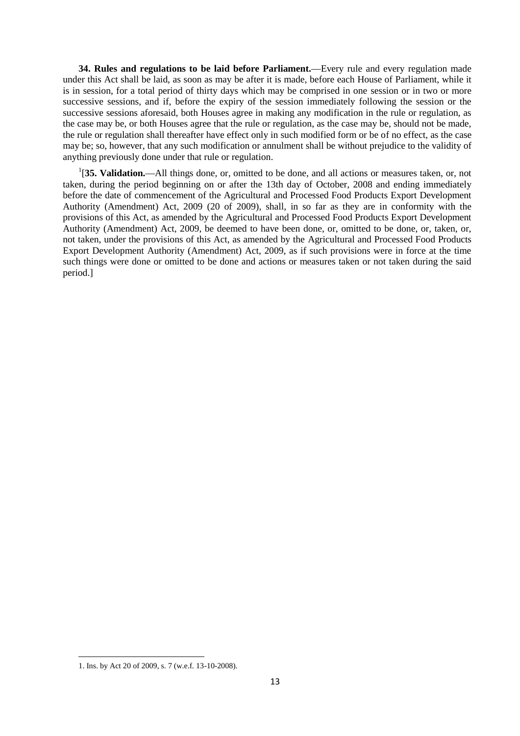**34. Rules and regulations to be laid before Parliament.**—Every rule and every regulation made under this Act shall be laid, as soon as may be after it is made, before each House of Parliament, while it is in session, for a total period of thirty days which may be comprised in one session or in two or more successive sessions, and if, before the expiry of the session immediately following the session or the successive sessions aforesaid, both Houses agree in making any modification in the rule or regulation, as the case may be, or both Houses agree that the rule or regulation, as the case may be, should not be made, the rule or regulation shall thereafter have effect only in such modified form or be of no effect, as the case may be; so, however, that any such modification or annulment shall be without prejudice to the validity of anything previously done under that rule or regulation.

[1][**35. Validation.**—All things done, or, omitted to be done, and all actions or measures taken, or, not taken, during the period beginning on or after the 13th day of October, 2008 and ending immediately before the date of commencement of the Agricultural and Processed Food Products Export Development Authority (Amendment) Act, 2009 (20 of 2009), shall, in so far as they are in conformity with the provisions of this Act, as amended by the Agricultural and Processed Food Products Export Development Authority (Amendment) Act, 2009, be deemed to have been done, or, omitted to be done, or, taken, or, not taken, under the provisions of this Act, as amended by the Agricultural and Processed Food Products Export Development Authority (Amendment) Act, 2009, as if such provisions were in force at the time such things were done or omitted to be done and actions or measures taken or not taken during the said period.]

1. Ins. by Act 20 of 2009, s. 7 (w.e.f. 13-10-2008).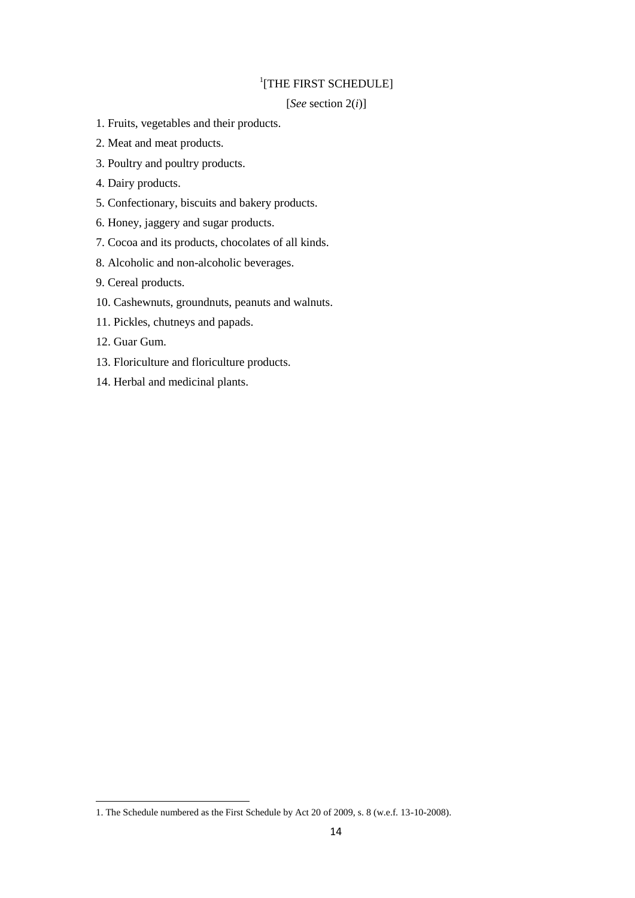# [1][THE FIRST SCHEDULE]

[*See* section 2(*i*)]

1. Fruits, vegetables and their products.

2. Meat and meat products.

3. Poultry and poultry products.

4. Dairy products.

5. Confectionary, biscuits and bakery products.

6. Honey, jaggery and sugar products.

7. Cocoa and its products, chocolates of all kinds.

8. Alcoholic and non-alcoholic beverages.

9. Cereal products.

10. Cashewnuts, groundnuts, peanuts and walnuts.

11. Pickles, chutneys and papads.

12. Guar Gum.

13. Floriculture and floriculture products.

14. Herbal and medicinal plants.

---

1. The Schedule numbered as the First Schedule by Act 20 of 2009, s. 8 (w.e.f. 13-10-2008).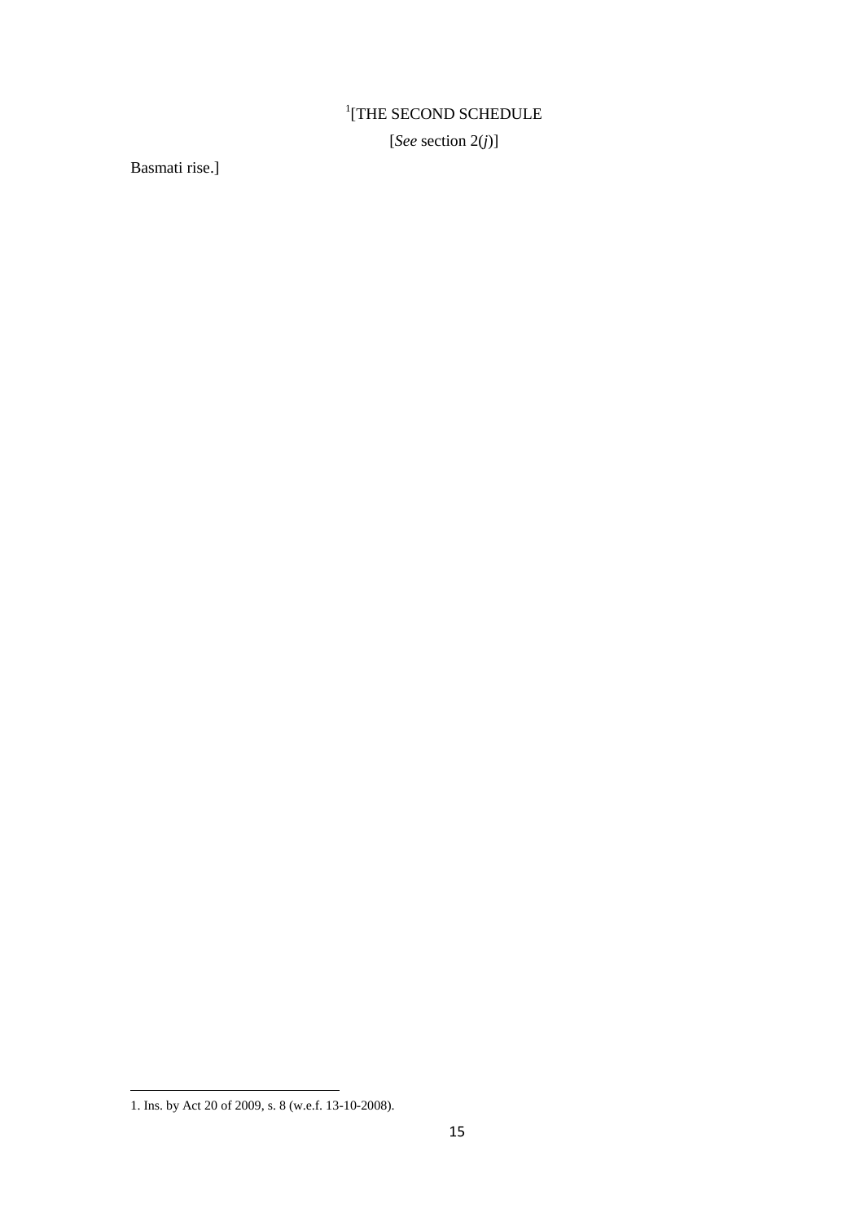[1][THE SECOND SCHEDULE

[*See* section 2(*j*)]

Basmati rise.]

1. Ins. by Act 20 of 2009, s. 8 (w.e.f. 13-10-2008).